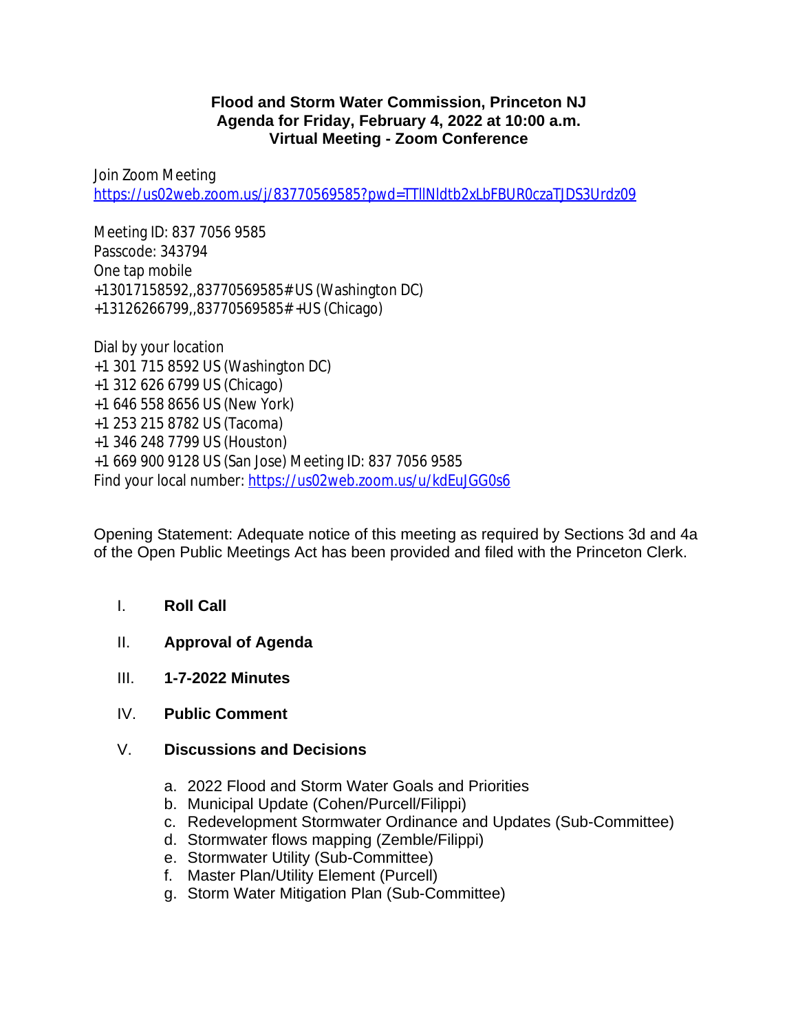**Flood and Storm Water Commission, Princeton NJ**
**Agenda for Friday, February 4, 2022 at 10:00 a.m.**
**Virtual Meeting - Zoom Conference**

Join Zoom Meeting
https://us02web.zoom.us/j/83770569585?pwd=TTlINldtb2xLbFBUR0czaTJDS3Urdz09

Meeting ID: 837 7056 9585
Passcode: 343794
One tap mobile
+13017158592,,83770569585# US (Washington DC)
+13126266799,,83770569585# +US (Chicago)

Dial by your location
+1 301 715 8592 US (Washington DC)
+1 312 626 6799 US (Chicago)
+1 646 558 8656 US (New York)
+1 253 215 8782 US (Tacoma)
+1 346 248 7799 US (Houston)
+1 669 900 9128 US (San Jose) Meeting ID: 837 7056 9585
Find your local number: https://us02web.zoom.us/u/kdEuJGG0s6

Opening Statement: Adequate notice of this meeting as required by Sections 3d and 4a of the Open Public Meetings Act has been provided and filed with the Princeton Clerk.

I. **Roll Call**

II. **Approval of Agenda**

III. **1-7-2022 Minutes**

IV. **Public Comment**

V. **Discussions and Decisions**

   a. 2022 Flood and Storm Water Goals and Priorities
   b. Municipal Update (Cohen/Purcell/Filippi)
   c. Redevelopment Stormwater Ordinance and Updates (Sub-Committee)
   d. Stormwater flows mapping (Zemble/Filippi)
   e. Stormwater Utility (Sub-Committee)
   f. Master Plan/Utility Element (Purcell)
   g. Storm Water Mitigation Plan (Sub-Committee)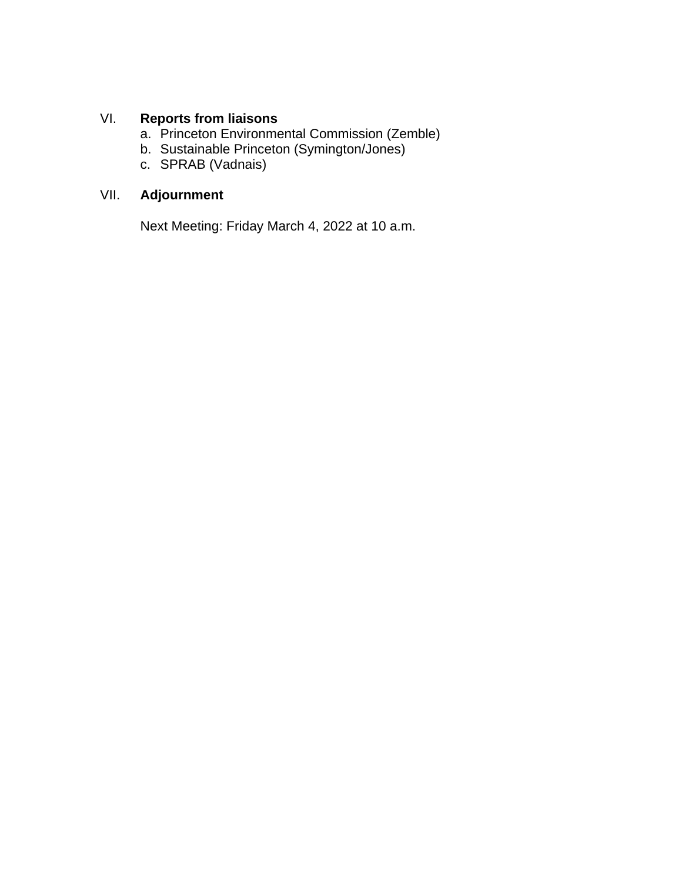VI. **Reports from liaisons**

a. Princeton Environmental Commission (Zemble)
b. Sustainable Princeton (Symington/Jones)
c. SPRAB (Vadnais)

VII. **Adjournment**

Next Meeting: Friday March 4, 2022 at 10 a.m.